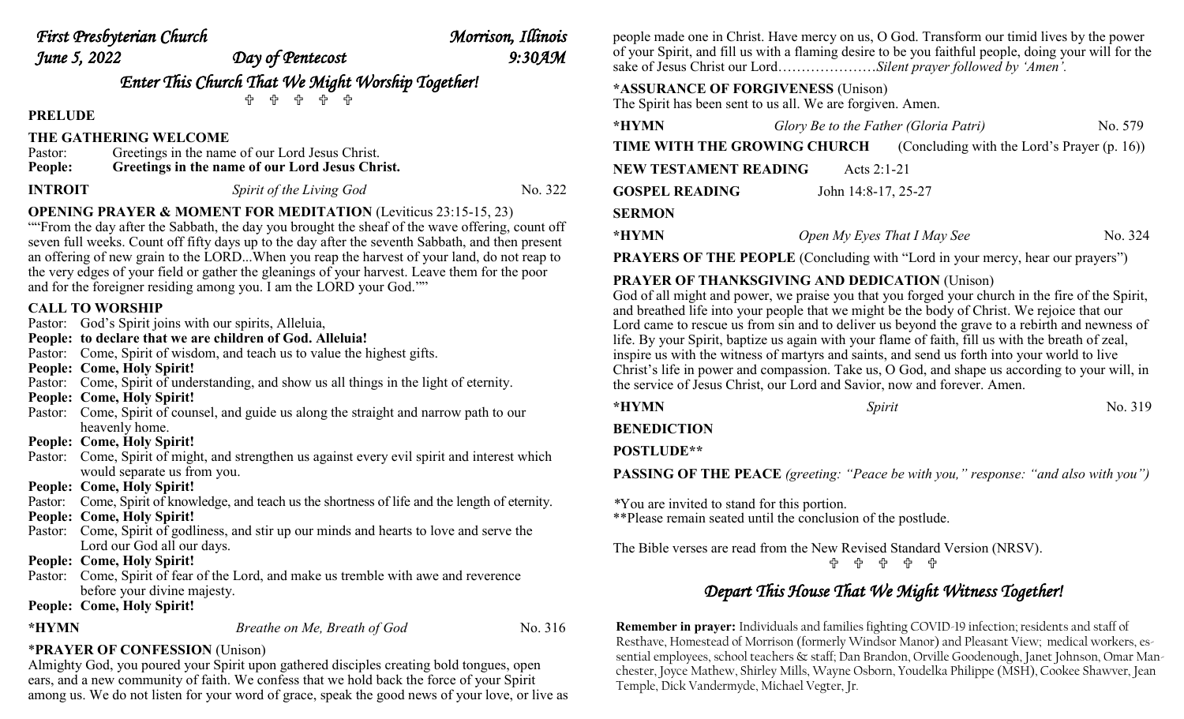*First Presbyterian Church* *Morrison, Illinois*
*June 5, 2022* *Day of Pentecost* *9:30AM*

## *Enter This Church That We Might Worship Together!*

✠ ✠ ✠ ✠ ✠

**PRELUDE**

**THE GATHERING WELCOME**

Pastor: Greetings in the name of our Lord Jesus Christ.
**People: Greetings in the name of our Lord Jesus Christ.**

**INTROIT** *Spirit of the Living God* No. 322

**OPENING PRAYER & MOMENT FOR MEDITATION** (Leviticus 23:15-15, 23)

""From the day after the Sabbath, the day you brought the sheaf of the wave offering, count off seven full weeks. Count off fifty days up to the day after the seventh Sabbath, and then present an offering of new grain to the LORD...When you reap the harvest of your land, do not reap to the very edges of your field or gather the gleanings of your harvest. Leave them for the poor and for the foreigner residing among you. I am the LORD your God.""

**CALL TO WORSHIP**

Pastor: God's Spirit joins with our spirits, Alleluia,
**People: to declare that we are children of God. Alleluia!**
Pastor: Come, Spirit of wisdom, and teach us to value the highest gifts.
**People: Come, Holy Spirit!**
Pastor: Come, Spirit of understanding, and show us all things in the light of eternity.
**People: Come, Holy Spirit!**
Pastor: Come, Spirit of counsel, and guide us along the straight and narrow path to our heavenly home.
**People: Come, Holy Spirit!**
Pastor: Come, Spirit of might, and strengthen us against every evil spirit and interest which would separate us from you.
**People: Come, Holy Spirit!**
Pastor: Come, Spirit of knowledge, and teach us the shortness of life and the length of eternity.
**People: Come, Holy Spirit!**
Pastor: Come, Spirit of godliness, and stir up our minds and hearts to love and serve the Lord our God all our days.
**People: Come, Holy Spirit!**
Pastor: Come, Spirit of fear of the Lord, and make us tremble with awe and reverence before your divine majesty.
**People: Come, Holy Spirit!**

**\*HYMN** *Breathe on Me, Breath of God* No. 316

\***PRAYER OF CONFESSION** (Unison)

Almighty God, you poured your Spirit upon gathered disciples creating bold tongues, open ears, and a new community of faith. We confess that we hold back the force of your Spirit among us. We do not listen for your word of grace, speak the good news of your love, or live as people made one in Christ. Have mercy on us, O God. Transform our timid lives by the power of your Spirit, and fill us with a flaming desire to be you faithful people, doing your will for the sake of Jesus Christ our Lord…………………*Silent prayer followed by 'Amen'.*

**\*ASSURANCE OF FORGIVENESS** (Unison)

The Spirit has been sent to us all. We are forgiven. Amen.

**\*HYMN** *Glory Be to the Father (Gloria Patri)* No. 579

**TIME WITH THE GROWING CHURCH** (Concluding with the Lord's Prayer (p. 16))

**NEW TESTAMENT READING** Acts 2:1-21

**GOSPEL READING** John 14:8-17, 25-27

**SERMON**

**\*HYMN** *Open My Eyes That I May See* No. 324

**PRAYERS OF THE PEOPLE** (Concluding with "Lord in your mercy, hear our prayers")

**PRAYER OF THANKSGIVING AND DEDICATION** (Unison)

God of all might and power, we praise you that you forged your church in the fire of the Spirit, and breathed life into your people that we might be the body of Christ. We rejoice that our Lord came to rescue us from sin and to deliver us beyond the grave to a rebirth and newness of life. By your Spirit, baptize us again with your flame of faith, fill us with the breath of zeal, inspire us with the witness of martyrs and saints, and send us forth into your world to live Christ's life in power and compassion. Take us, O God, and shape us according to your will, in the service of Jesus Christ, our Lord and Savior, now and forever. Amen.

**\*HYMN** *Spirit* No. 319

**BENEDICTION**

**POSTLUDE\*\***

**PASSING OF THE PEACE** *(greeting: "Peace be with you," response: "and also with you")*

*You are invited to stand for this portion.
\*\*Please remain seated until the conclusion of the postlude.

The Bible verses are read from the New Revised Standard Version (NRSV).

✠ ✠ ✠ ✠ ✠

## *Depart This House That We Might Witness Together!*

**Remember in prayer:** Individuals and families fighting COVID-19 infection; residents and staff of Resthave, Homestead of Morrison (formerly Windsor Manor) and Pleasant View; medical workers, essential employees, school teachers & staff; Dan Brandon, Orville Goodenough, Janet Johnson, Omar Manchester, Joyce Mathew, Shirley Mills, Wayne Osborn, Youdelka Philippe (MSH), Cookee Shawver, Jean Temple, Dick Vandermyde, Michael Vegter, Jr.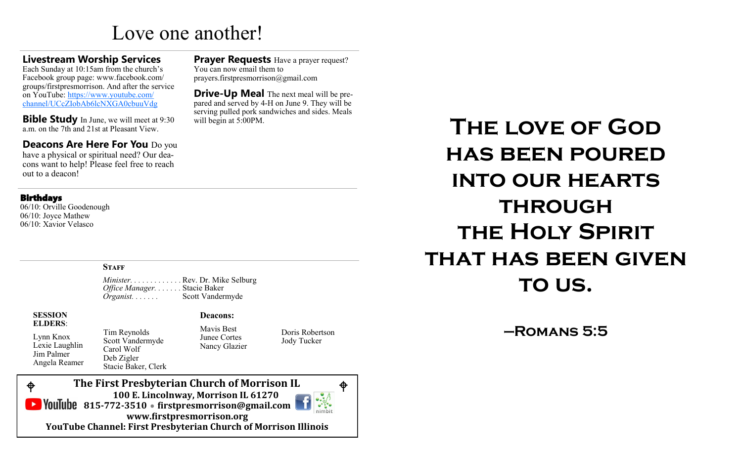# Love one another!

**Livestream Worship Services** Each Sunday at 10:15am from the church's Facebook group page: www.facebook.com/groups/firstpresmorrison. And after the service on YouTube: https://www.youtube.com/channel/UCcZIobAb6lcNXGA0cbuuVdg

**Bible Study** In June, we will meet at 9:30 a.m. on the 7th and 21st at Pleasant View.

**Deacons Are Here For You** Do you have a physical or spiritual need? Our deacons want to help! Please feel free to reach out to a deacon!

**Prayer Requests** Have a prayer request? You can now email them to prayers.firstpresmorrison@gmail.com

**Drive-Up Meal** The next meal will be prepared and served by 4-H on June 9. They will be serving pulled pork sandwiches and sides. Meals will begin at 5:00PM.

**Birthdays**

06/10: Orville Goodenough
06/10: Joyce Mathew
06/10: Xavior Velasco

**Staff**

*Minister.* . . . . . . . . . . . . Rev. Dr. Mike Selburg
*Office Manager.* . . . . . . Stacie Baker
*Organist.* . . . . . . . Scott Vandermyde

**SESSION ELDERS**:

Lynn Knox
Lexie Laughlin
Jim Palmer
Angela Reamer
Tim Reynolds
Scott Vandermyde
Carol Wolf
Deb Zigler
Stacie Baker, Clerk

**Deacons:**

Mavis Best
Junee Cortes
Nancy Glazier
Doris Robertson
Jody Tucker

**The First Presbyterian Church of Morrison IL**
**100 E. Lincolnway, Morrison IL 61270**
**815-772-3510 • firstpresmorrison@gmail.com**
**www.firstpresmorrison.org**
**YouTube Channel: First Presbyterian Church of Morrison Illinois**

# The love of God has been poured into our hearts through the Holy Spirit that has been given to us.

**–Romans 5:5**